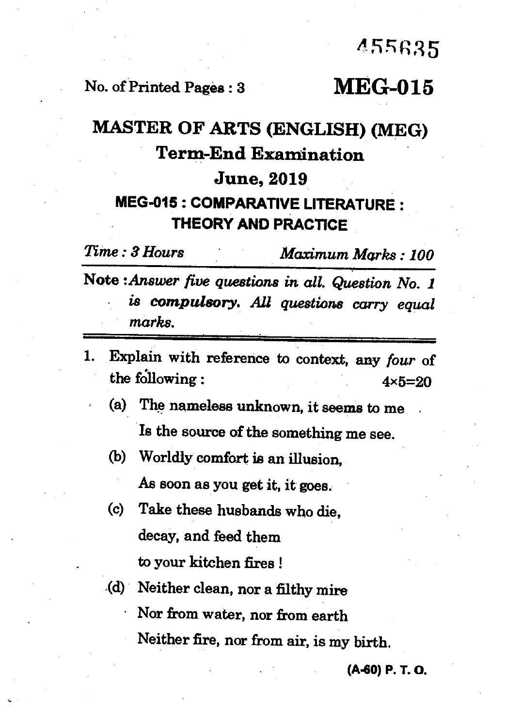455635

No. of Printed Pages : 3

# MEG-015

## MASTER OF ARTS (ENGLISH) (MEG)

## Term-End Examination

## June, 2019

### MEG-015 : COMPARATIVE LITERATURE : THEORY AND PRACTICE

*Time : 3 Hours* *Maximum Marks : 100*

---

**Note :** *Answer five questions in all. Question No. 1 is* ***compulsory****. All questions carry equal marks.*

---

1. Explain with reference to context, any *four* of the following : 4×5=20

   (a) The nameless unknown, it seems to me
   Is the source of the something me see.

   (b) Worldly comfort is an illusion,
   As soon as you get it, it goes.

   (c) Take these husbands who die,
   decay, and feed them
   to your kitchen fires !

   (d) Neither clean, nor a filthy mire
   Nor from water, nor from earth
   Neither fire, nor from air, is my birth.

(A-60) P. T. O.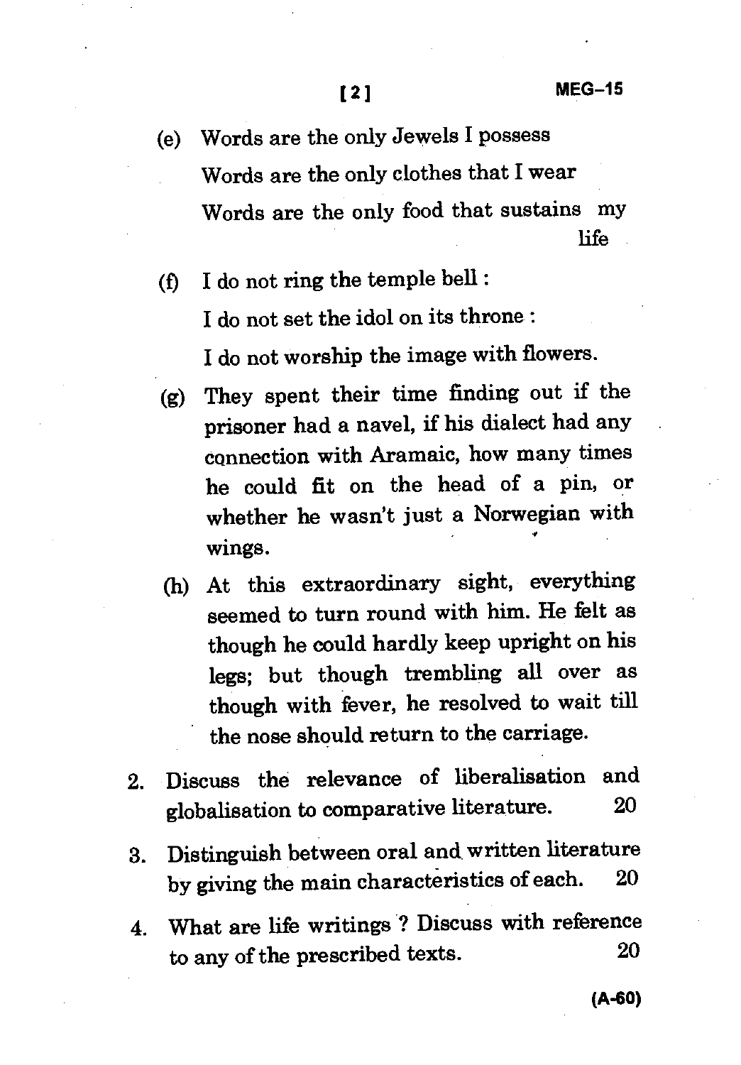(e) Words are the only Jewels I possess
Words are the only clothes that I wear
Words are the only food that sustains my life

(f) I do not ring the temple bell :
I do not set the idol on its throne :
I do not worship the image with flowers.

(g) They spent their time finding out if the prisoner had a navel, if his dialect had any connection with Aramaic, how many times he could fit on the head of a pin, or whether he wasn't just a Norwegian with wings.

(h) At this extraordinary sight, everything seemed to turn round with him. He felt as though he could hardly keep upright on his legs; but though trembling all over as though with fever, he resolved to wait till the nose should return to the carriage.

2. Discuss the relevance of liberalisation and globalisation to comparative literature. 20

3. Distinguish between oral and written literature by giving the main characteristics of each. 20

4. What are life writings ? Discuss with reference to any of the prescribed texts. 20

(A-60)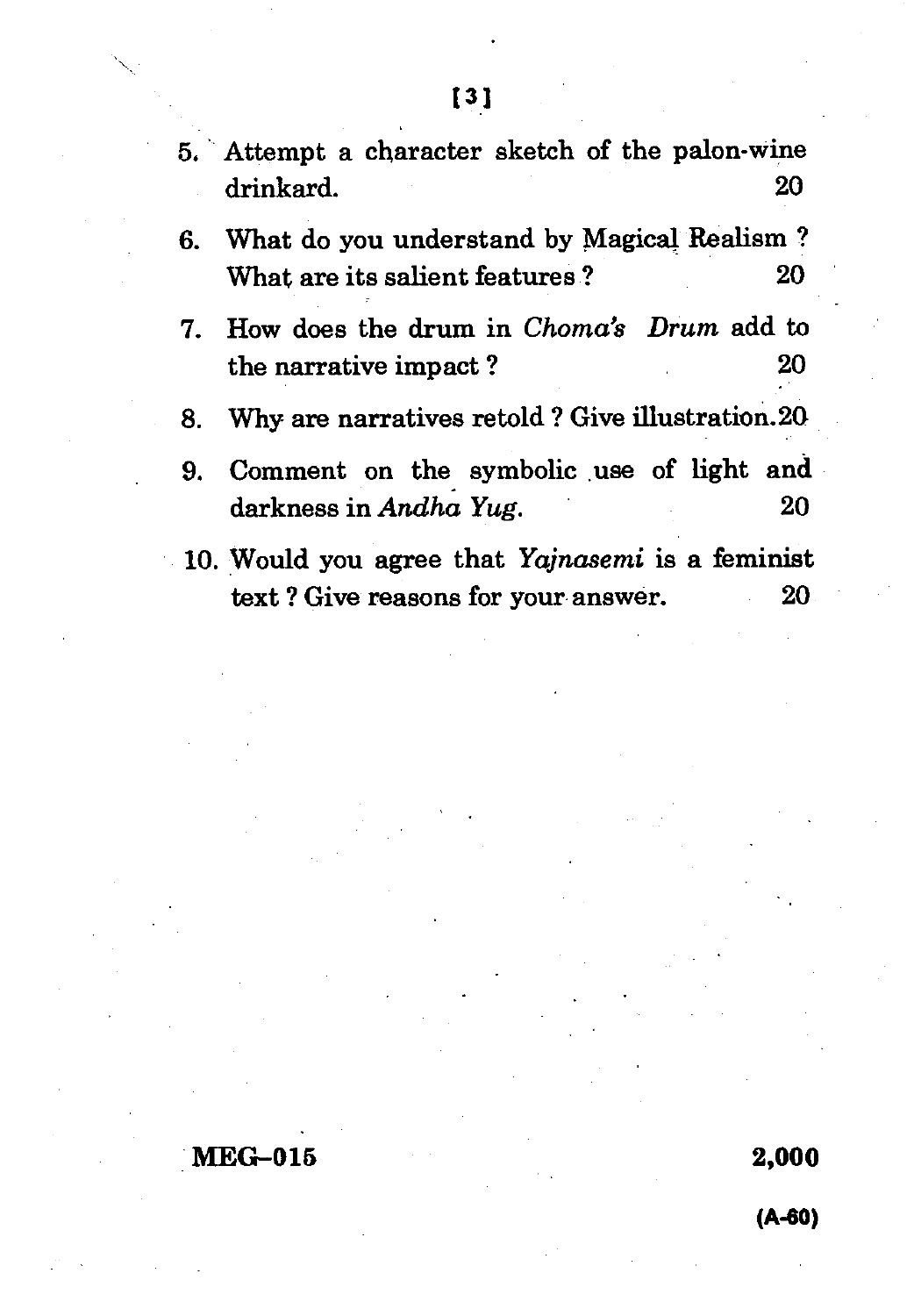5. Attempt a character sketch of the palon-wine drinkard. 20

6. What do you understand by Magical Realism ? What are its salient features ? 20

7. How does the drum in *Choma's Drum* add to the narrative impact ? 20

8. Why are narratives retold ? Give illustration. 20

9. Comment on the symbolic use of light and darkness in *Andha Yug*. 20

10. Would you agree that *Yajnasemi* is a feminist text ? Give reasons for your answer. 20

MEG–015 2,000

(A-60)